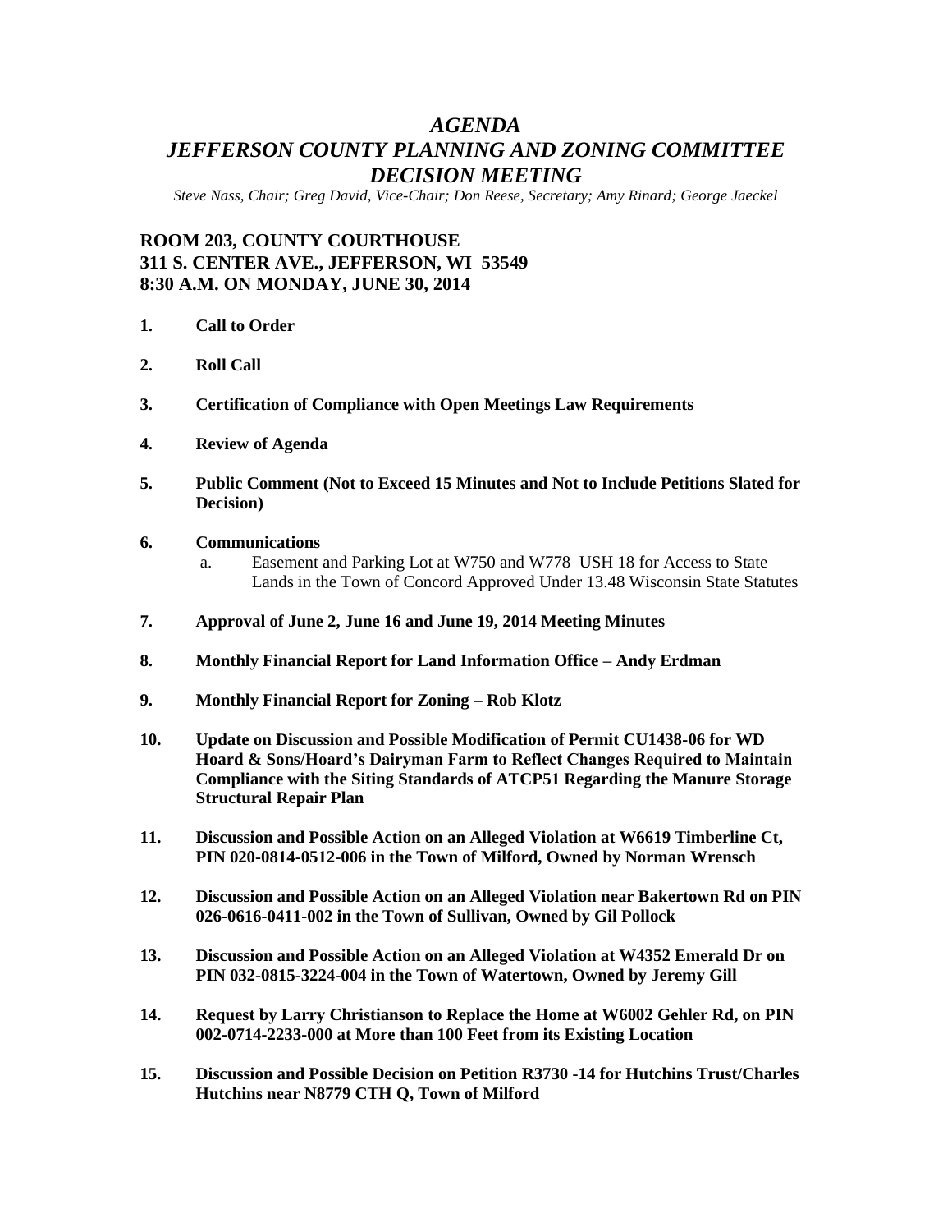# *AGENDA*
# *JEFFERSON COUNTY PLANNING AND ZONING COMMITTEE DECISION MEETING*

*Steve Nass, Chair; Greg David, Vice-Chair; Don Reese, Secretary; Amy Rinard; George Jaeckel*

**ROOM 203, COUNTY COURTHOUSE**
**311 S. CENTER AVE., JEFFERSON, WI 53549**
**8:30 A.M. ON MONDAY, JUNE 30, 2014**

1. **Call to Order**

2. **Roll Call**

3. **Certification of Compliance with Open Meetings Law Requirements**

4. **Review of Agenda**

5. **Public Comment (Not to Exceed 15 Minutes and Not to Include Petitions Slated for Decision)**

6. **Communications**
   a. Easement and Parking Lot at W750 and W778 USH 18 for Access to State Lands in the Town of Concord Approved Under 13.48 Wisconsin State Statutes

7. **Approval of June 2, June 16 and June 19, 2014 Meeting Minutes**

8. **Monthly Financial Report for Land Information Office – Andy Erdman**

9. **Monthly Financial Report for Zoning – Rob Klotz**

10. **Update on Discussion and Possible Modification of Permit CU1438-06 for WD Hoard & Sons/Hoard's Dairyman Farm to Reflect Changes Required to Maintain Compliance with the Siting Standards of ATCP51 Regarding the Manure Storage Structural Repair Plan**

11. **Discussion and Possible Action on an Alleged Violation at W6619 Timberline Ct, PIN 020-0814-0512-006 in the Town of Milford, Owned by Norman Wrensch**

12. **Discussion and Possible Action on an Alleged Violation near Bakertown Rd on PIN 026-0616-0411-002 in the Town of Sullivan, Owned by Gil Pollock**

13. **Discussion and Possible Action on an Alleged Violation at W4352 Emerald Dr on PIN 032-0815-3224-004 in the Town of Watertown, Owned by Jeremy Gill**

14. **Request by Larry Christianson to Replace the Home at W6002 Gehler Rd, on PIN 002-0714-2233-000 at More than 100 Feet from its Existing Location**

15. **Discussion and Possible Decision on Petition R3730 -14 for Hutchins Trust/Charles Hutchins near N8779 CTH Q, Town of Milford**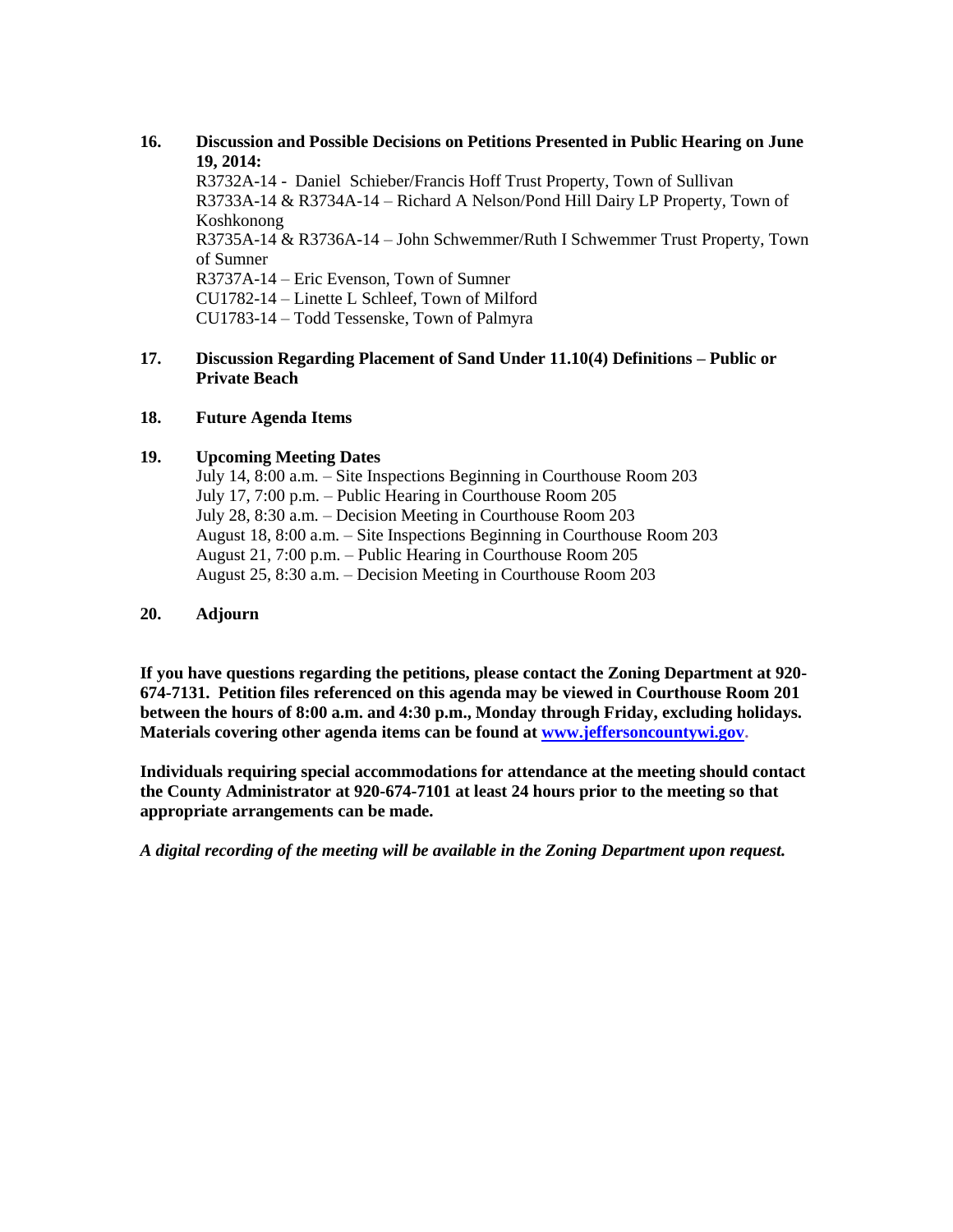**16. Discussion and Possible Decisions on Petitions Presented in Public Hearing on June 19, 2014:**

R3732A-14 - Daniel Schieber/Francis Hoff Trust Property, Town of Sullivan
R3733A-14 & R3734A-14 – Richard A Nelson/Pond Hill Dairy LP Property, Town of Koshkonong
R3735A-14 & R3736A-14 – John Schwemmer/Ruth I Schwemmer Trust Property, Town of Sumner
R3737A-14 – Eric Evenson, Town of Sumner
CU1782-14 – Linette L Schleef, Town of Milford
CU1783-14 – Todd Tessenske, Town of Palmyra

**17. Discussion Regarding Placement of Sand Under 11.10(4) Definitions – Public or Private Beach**

**18. Future Agenda Items**

**19. Upcoming Meeting Dates**

July 14, 8:00 a.m. – Site Inspections Beginning in Courthouse Room 203
July 17, 7:00 p.m. – Public Hearing in Courthouse Room 205
July 28, 8:30 a.m. – Decision Meeting in Courthouse Room 203
August 18, 8:00 a.m. – Site Inspections Beginning in Courthouse Room 203
August 21, 7:00 p.m. – Public Hearing in Courthouse Room 205
August 25, 8:30 a.m. – Decision Meeting in Courthouse Room 203

**20. Adjourn**

**If you have questions regarding the petitions, please contact the Zoning Department at 920-674-7131. Petition files referenced on this agenda may be viewed in Courthouse Room 201 between the hours of 8:00 a.m. and 4:30 p.m., Monday through Friday, excluding holidays. Materials covering other agenda items can be found at www.jeffersoncountywi.gov.**

**Individuals requiring special accommodations for attendance at the meeting should contact the County Administrator at 920-674-7101 at least 24 hours prior to the meeting so that appropriate arrangements can be made.**

***A digital recording of the meeting will be available in the Zoning Department upon request.***